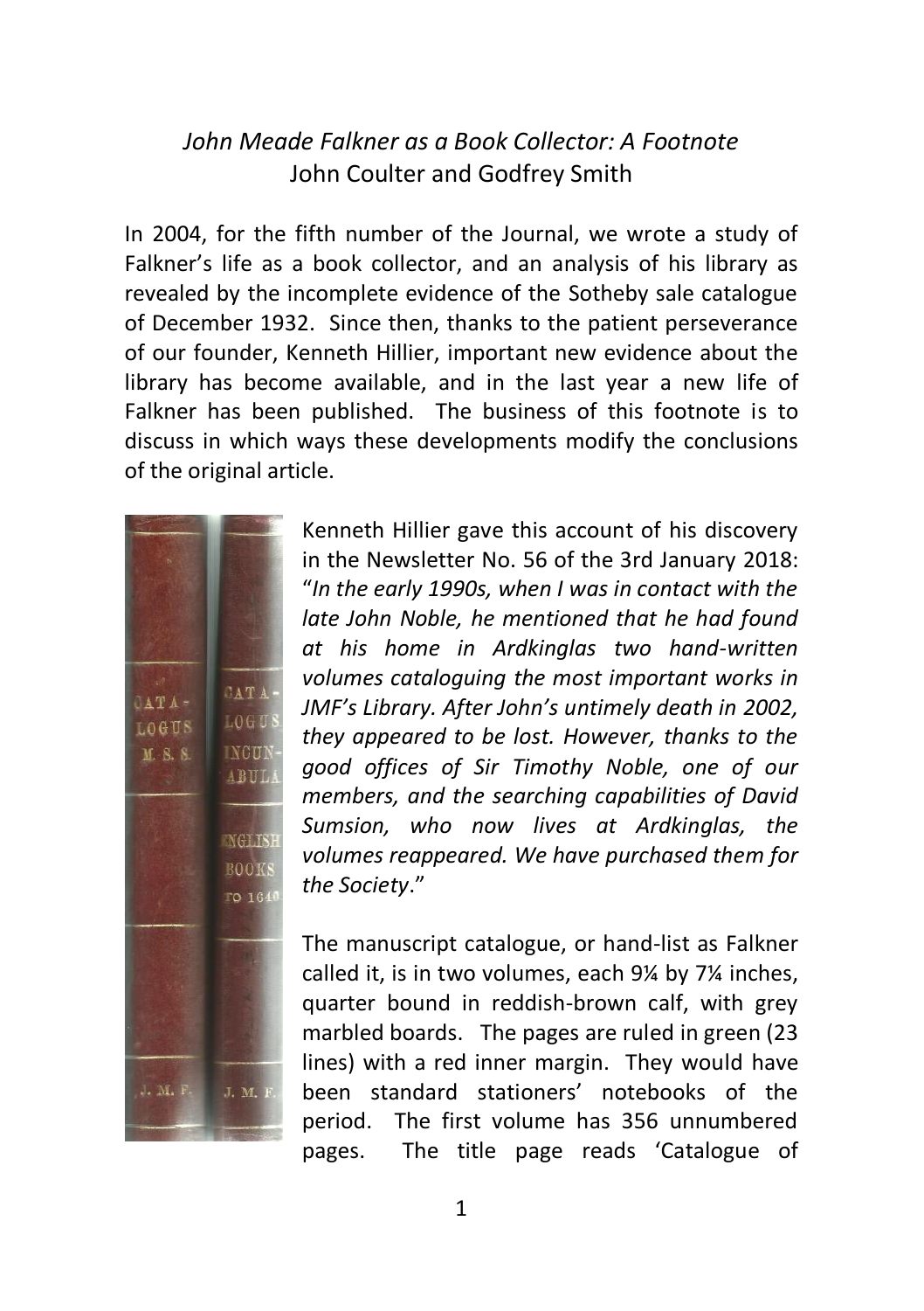# *John Meade Falkner as a Book Collector: A Footnote*

John Coulter and Godfrey Smith

In 2004, for the fifth number of the Journal, we wrote a study of Falkner's life as a book collector, and an analysis of his library as revealed by the incomplete evidence of the Sotheby sale catalogue of December 1932. Since then, thanks to the patient perseverance of our founder, Kenneth Hillier, important new evidence about the library has become available, and in the last year a new life of Falkner has been published. The business of this footnote is to discuss in which ways these developments modify the conclusions of the original article.

Kenneth Hillier gave this account of his discovery in the Newsletter No. 56 of the 3rd January 2018: "*In the early 1990s, when I was in contact with the late John Noble, he mentioned that he had found at his home in Ardkinglas two hand-written volumes cataloguing the most important works in JMF's Library. After John's untimely death in 2002, they appeared to be lost. However, thanks to the good offices of Sir Timothy Noble, one of our members, and the searching capabilities of David Sumsion, who now lives at Ardkinglas, the volumes reappeared. We have purchased them for the Society*."

The manuscript catalogue, or hand-list as Falkner called it, is in two volumes, each 9¼ by 7¼ inches, quarter bound in reddish-brown calf, with grey marbled boards. The pages are ruled in green (23 lines) with a red inner margin. They would have been standard stationers' notebooks of the period. The first volume has 356 unnumbered pages. The title page reads 'Catalogue of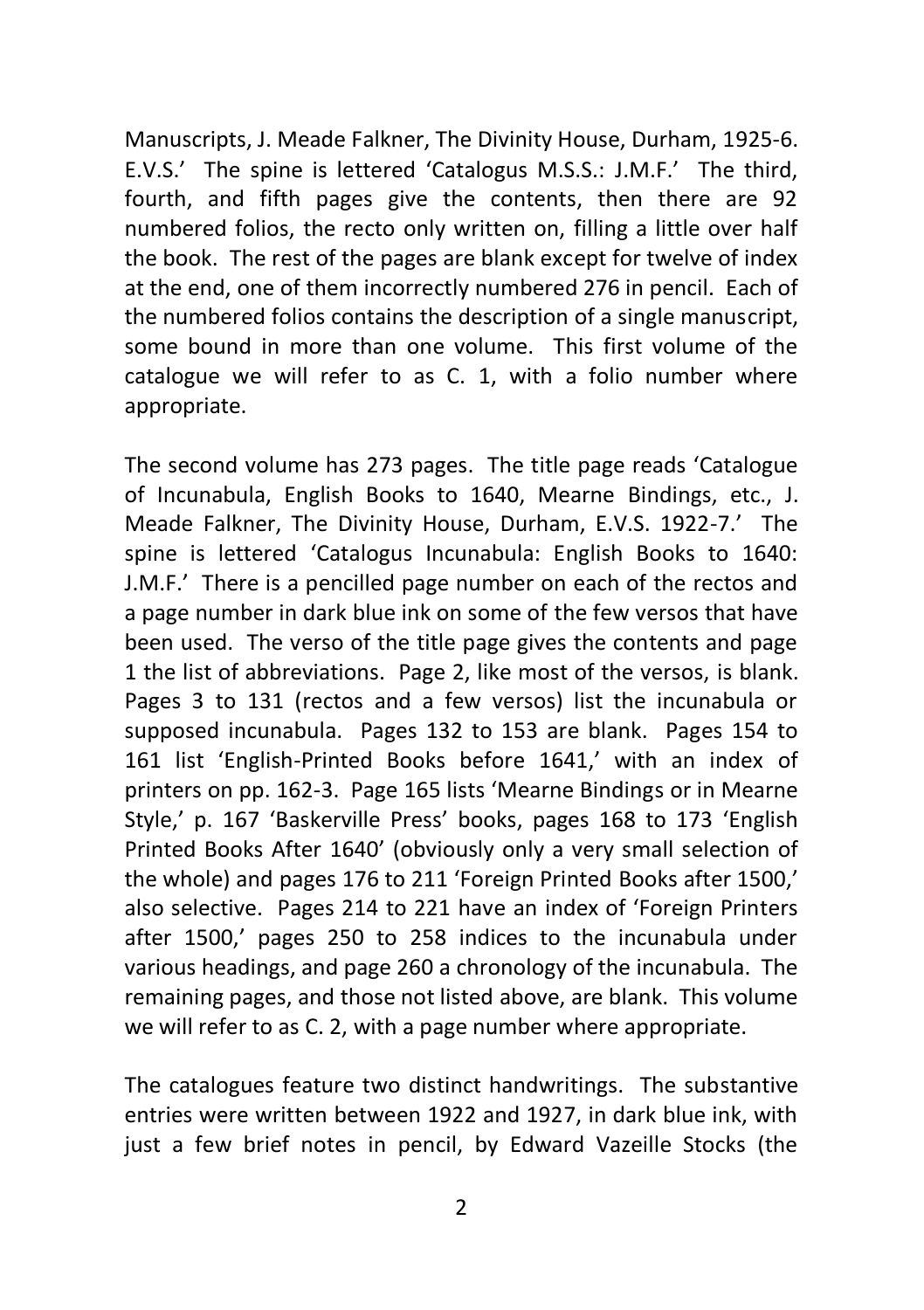Manuscripts, J. Meade Falkner, The Divinity House, Durham, 1925-6. E.V.S.' The spine is lettered 'Catalogus M.S.S.: J.M.F.' The third, fourth, and fifth pages give the contents, then there are 92 numbered folios, the recto only written on, filling a little over half the book. The rest of the pages are blank except for twelve of index at the end, one of them incorrectly numbered 276 in pencil. Each of the numbered folios contains the description of a single manuscript, some bound in more than one volume. This first volume of the catalogue we will refer to as C. 1, with a folio number where appropriate.

The second volume has 273 pages. The title page reads 'Catalogue of Incunabula, English Books to 1640, Mearne Bindings, etc., J. Meade Falkner, The Divinity House, Durham, E.V.S. 1922-7.' The spine is lettered 'Catalogus Incunabula: English Books to 1640: J.M.F.' There is a pencilled page number on each of the rectos and a page number in dark blue ink on some of the few versos that have been used. The verso of the title page gives the contents and page 1 the list of abbreviations. Page 2, like most of the versos, is blank. Pages 3 to 131 (rectos and a few versos) list the incunabula or supposed incunabula. Pages 132 to 153 are blank. Pages 154 to 161 list 'English-Printed Books before 1641,' with an index of printers on pp. 162-3. Page 165 lists 'Mearne Bindings or in Mearne Style,' p. 167 'Baskerville Press' books, pages 168 to 173 'English Printed Books After 1640' (obviously only a very small selection of the whole) and pages 176 to 211 'Foreign Printed Books after 1500,' also selective. Pages 214 to 221 have an index of 'Foreign Printers after 1500,' pages 250 to 258 indices to the incunabula under various headings, and page 260 a chronology of the incunabula. The remaining pages, and those not listed above, are blank. This volume we will refer to as C. 2, with a page number where appropriate.

The catalogues feature two distinct handwritings. The substantive entries were written between 1922 and 1927, in dark blue ink, with just a few brief notes in pencil, by Edward Vazeille Stocks (the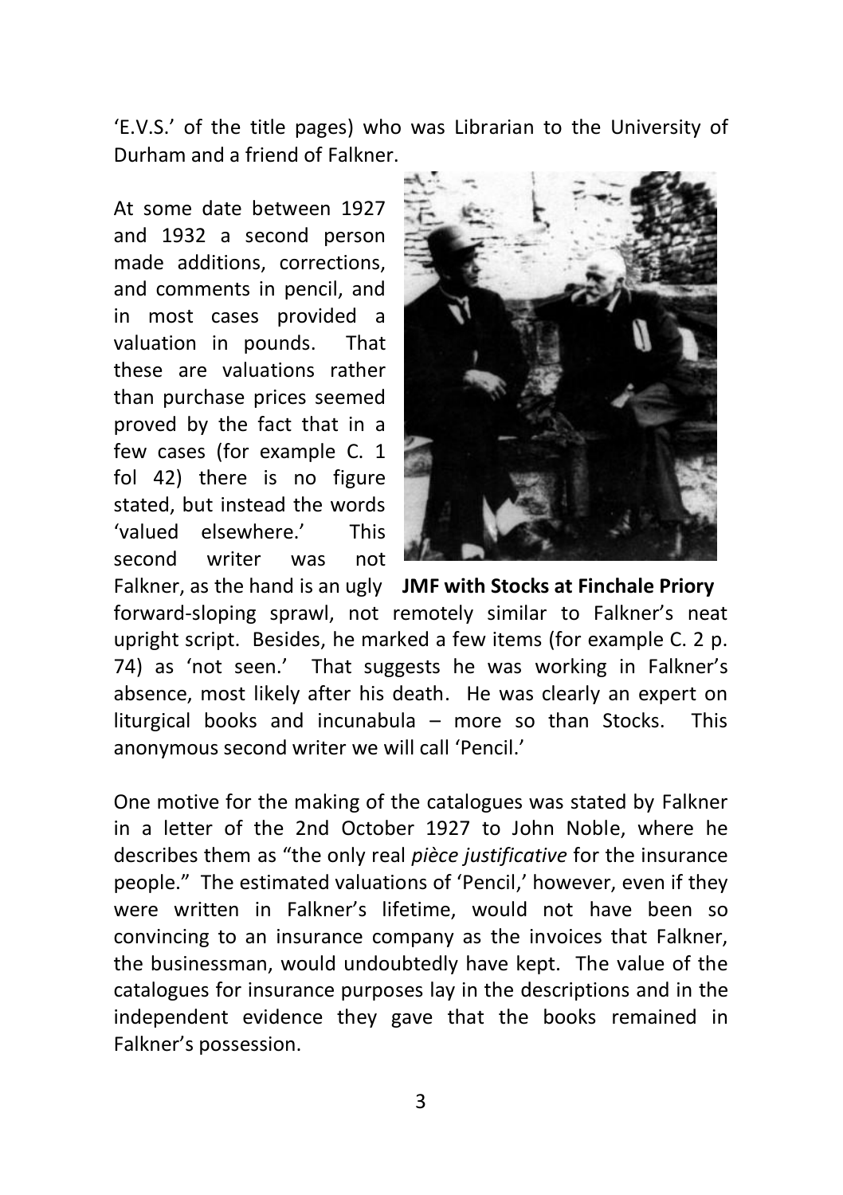'E.V.S.' of the title pages) who was Librarian to the University of Durham and a friend of Falkner.

At some date between 1927 and 1932 a second person made additions, corrections, and comments in pencil, and in most cases provided a valuation in pounds. That these are valuations rather than purchase prices seemed proved by the fact that in a few cases (for example C. 1 fol 42) there is no figure stated, but instead the words 'valued elsewhere.' This second writer was not Falkner, as the hand is an ugly forward-sloping sprawl, not remotely similar to Falkner's neat upright script. Besides, he marked a few items (for example C. 2 p. 74) as 'not seen.' That suggests he was working in Falkner's absence, most likely after his death. He was clearly an expert on liturgical books and incunabula – more so than Stocks. This anonymous second writer we will call 'Pencil.'

**JMF with Stocks at Finchale Priory**

One motive for the making of the catalogues was stated by Falkner in a letter of the 2nd October 1927 to John Noble, where he describes them as "the only real *pièce justificative* for the insurance people." The estimated valuations of 'Pencil,' however, even if they were written in Falkner's lifetime, would not have been so convincing to an insurance company as the invoices that Falkner, the businessman, would undoubtedly have kept. The value of the catalogues for insurance purposes lay in the descriptions and in the independent evidence they gave that the books remained in Falkner's possession.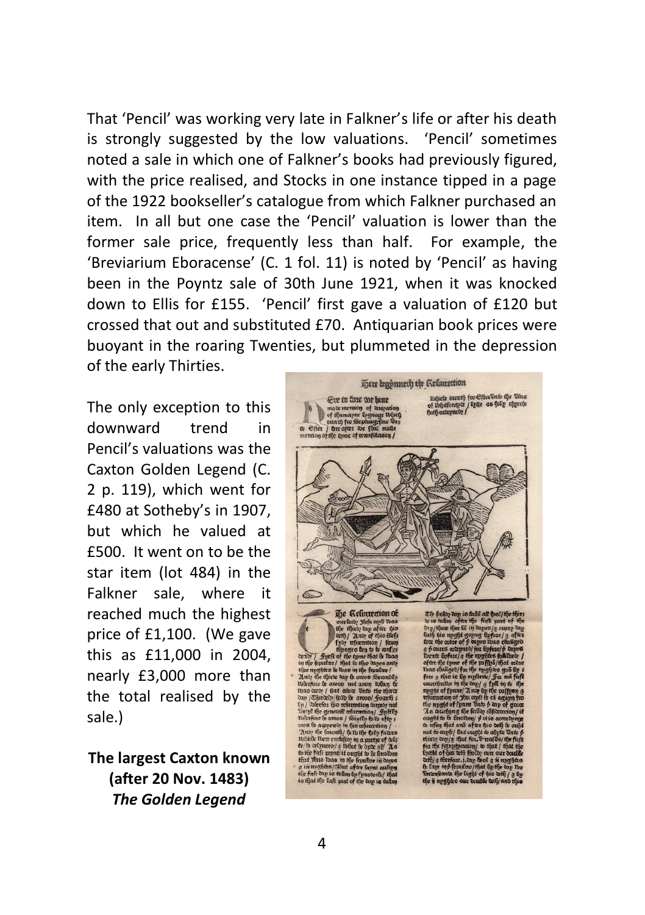That 'Pencil' was working very late in Falkner's life or after his death is strongly suggested by the low valuations. 'Pencil' sometimes noted a sale in which one of Falkner's books had previously figured, with the price realised, and Stocks in one instance tipped in a page of the 1922 bookseller's catalogue from which Falkner purchased an item. In all but one case the 'Pencil' valuation is lower than the former sale price, frequently less than half. For example, the 'Breviarium Eboracense' (C. 1 fol. 11) is noted by 'Pencil' as having been in the Poyntz sale of 30th June 1921, when it was knocked down to Ellis for £155. 'Pencil' first gave a valuation of £120 but crossed that out and substituted £70. Antiquarian book prices were buoyant in the roaring Twenties, but plummeted in the depression of the early Thirties.

The only exception to this downward trend in Pencil's valuations was the Caxton Golden Legend (C. 2 p. 119), which went for £480 at Sotheby's in 1907, but which he valued at £500. It went on to be the star item (lot 484) in the Falkner sale, where it reached much the highest price of £1,100. (We gave this as £11,000 in 2004, nearly £3,000 more than the total realised by the sale.)

**The largest Caxton known (after 20 Nov. 1483)**
***The Golden Legend***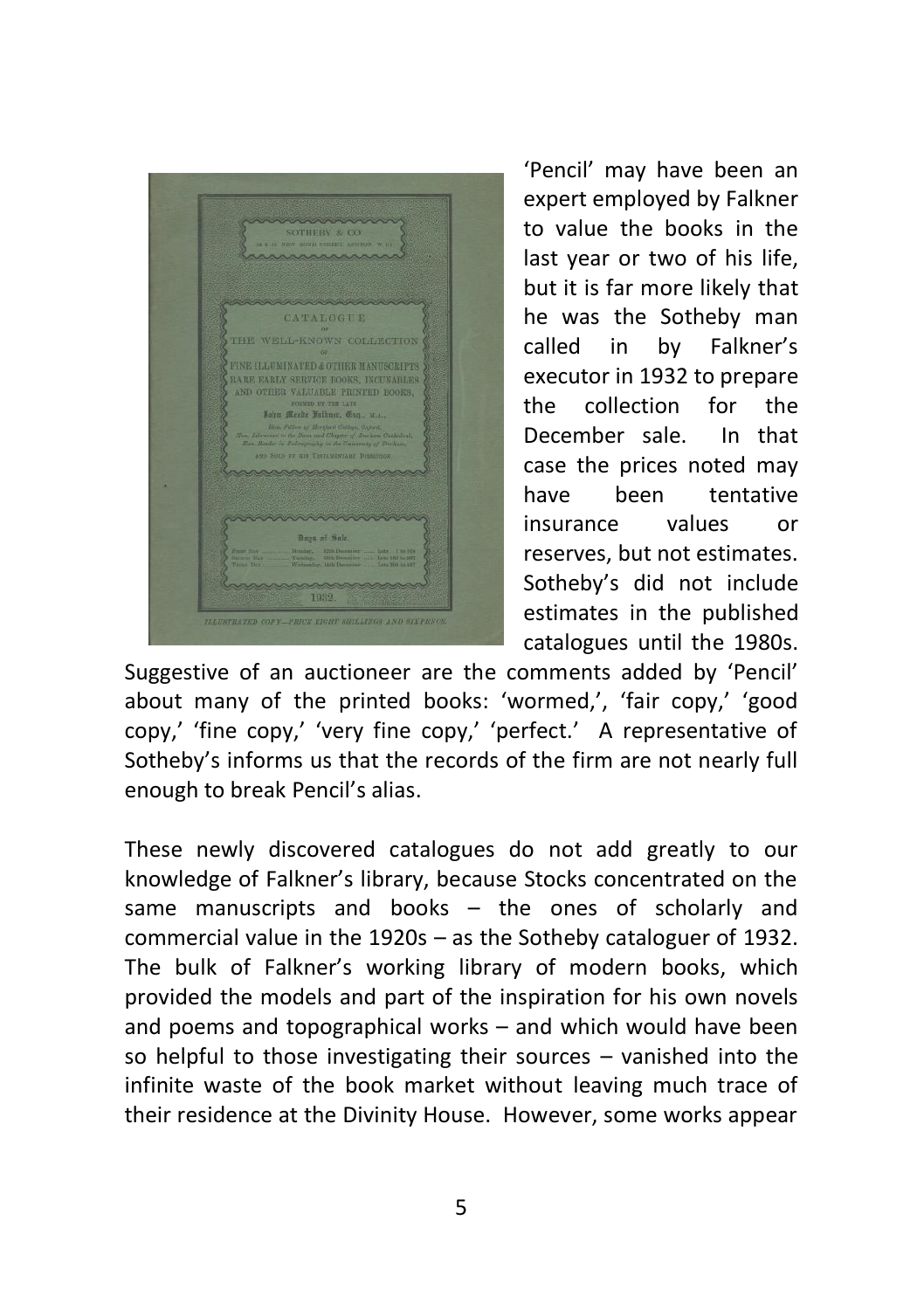'Pencil' may have been an expert employed by Falkner to value the books in the last year or two of his life, but it is far more likely that he was the Sotheby man called in by Falkner's executor in 1932 to prepare the collection for the December sale. In that case the prices noted may have been tentative insurance values or reserves, but not estimates. Sotheby's did not include estimates in the published catalogues until the 1980s. Suggestive of an auctioneer are the comments added by 'Pencil' about many of the printed books: 'wormed,', 'fair copy,' 'good copy,' 'fine copy,' 'very fine copy,' 'perfect.' A representative of Sotheby's informs us that the records of the firm are not nearly full enough to break Pencil's alias.

These newly discovered catalogues do not add greatly to our knowledge of Falkner's library, because Stocks concentrated on the same manuscripts and books – the ones of scholarly and commercial value in the 1920s – as the Sotheby cataloguer of 1932. The bulk of Falkner's working library of modern books, which provided the models and part of the inspiration for his own novels and poems and topographical works – and which would have been so helpful to those investigating their sources – vanished into the infinite waste of the book market without leaving much trace of their residence at the Divinity House. However, some works appear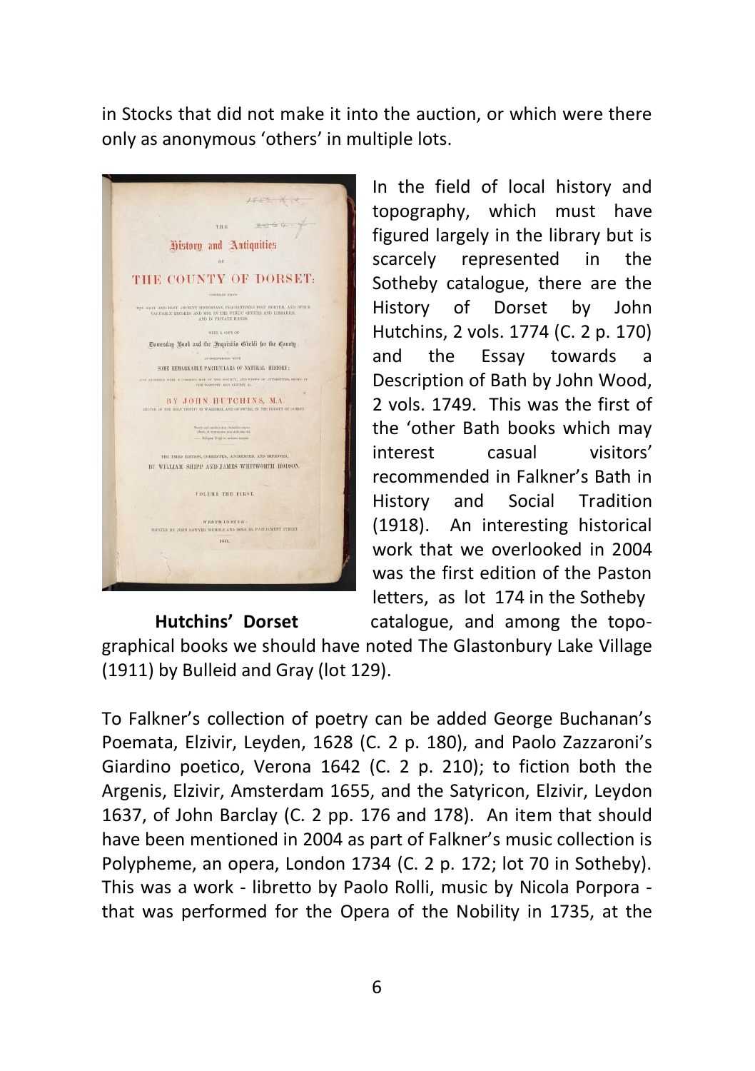in Stocks that did not make it into the auction, or which were there only as anonymous 'others' in multiple lots.

**Hutchins' Dorset**

In the field of local history and topography, which must have figured largely in the library but is scarcely represented in the Sotheby catalogue, there are the History of Dorset by John Hutchins, 2 vols. 1774 (C. 2 p. 170) and the Essay towards a Description of Bath by John Wood, 2 vols. 1749. This was the first of the 'other Bath books which may interest casual visitors' recommended in Falkner's Bath in History and Social Tradition (1918). An interesting historical work that we overlooked in 2004 was the first edition of the Paston letters, as lot 174 in the Sotheby catalogue, and among the topographical books we should have noted The Glastonbury Lake Village (1911) by Bulleid and Gray (lot 129).

To Falkner's collection of poetry can be added George Buchanan's Poemata, Elzivir, Leyden, 1628 (C. 2 p. 180), and Paolo Zazzaroni's Giardino poetico, Verona 1642 (C. 2 p. 210); to fiction both the Argenis, Elzivir, Amsterdam 1655, and the Satyricon, Elzivir, Leydon 1637, of John Barclay (C. 2 pp. 176 and 178). An item that should have been mentioned in 2004 as part of Falkner's music collection is Polypheme, an opera, London 1734 (C. 2 p. 172; lot 70 in Sotheby). This was a work - libretto by Paolo Rolli, music by Nicola Porpora - that was performed for the Opera of the Nobility in 1735, at the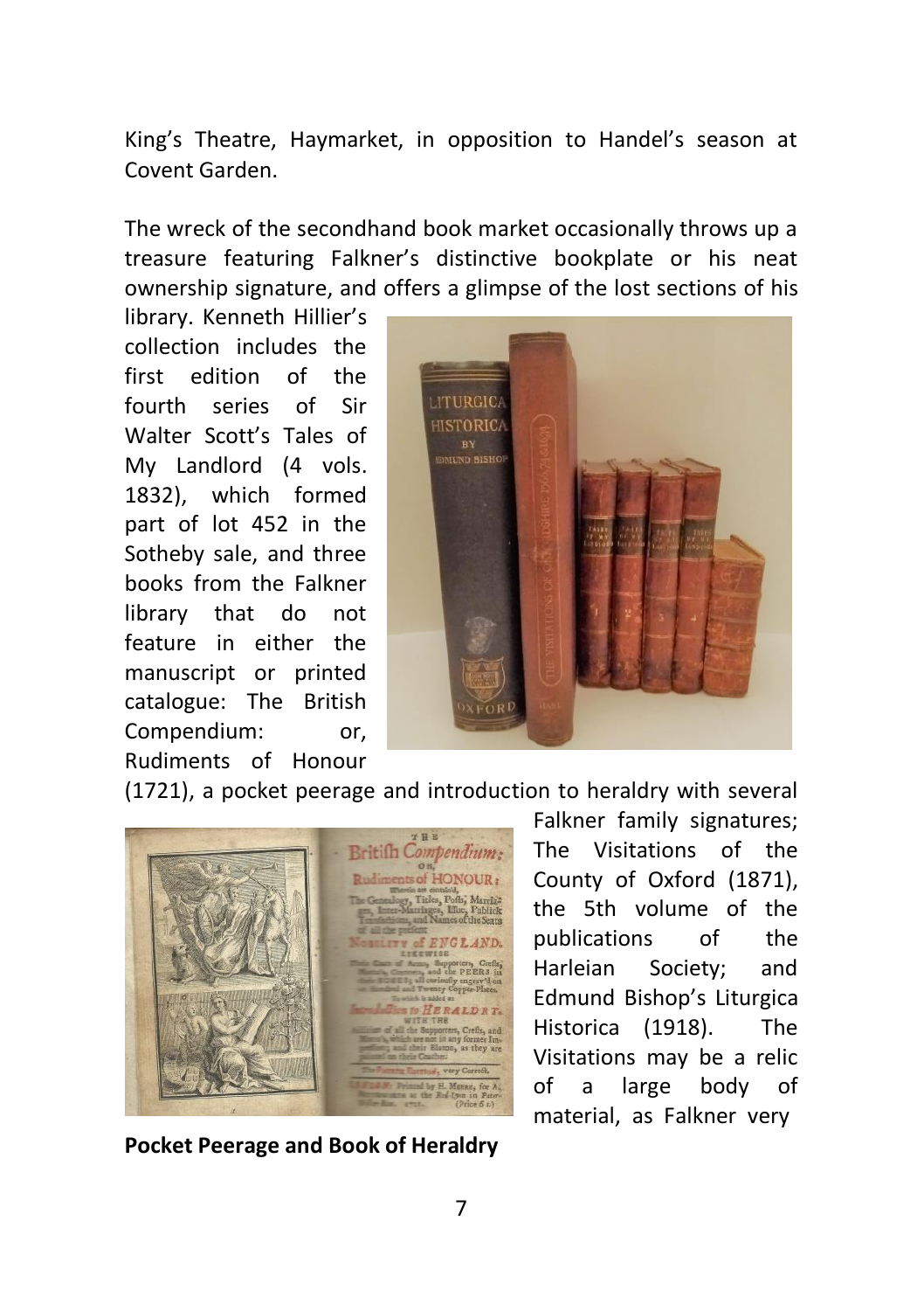King's Theatre, Haymarket, in opposition to Handel's season at Covent Garden.

The wreck of the secondhand book market occasionally throws up a treasure featuring Falkner's distinctive bookplate or his neat ownership signature, and offers a glimpse of the lost sections of his library. Kenneth Hillier's collection includes the first edition of the fourth series of Sir Walter Scott's Tales of My Landlord (4 vols. 1832), which formed part of lot 452 in the Sotheby sale, and three books from the Falkner library that do not feature in either the manuscript or printed catalogue: The British Compendium: or, Rudiments of Honour (1721), a pocket peerage and introduction to heraldry with several Falkner family signatures; The Visitations of the County of Oxford (1871), the 5th volume of the publications of the Harleian Society; and Edmund Bishop's Liturgica Historica (1918). The Visitations may be a relic of a large body of material, as Falkner very

**Pocket Peerage and Book of Heraldry**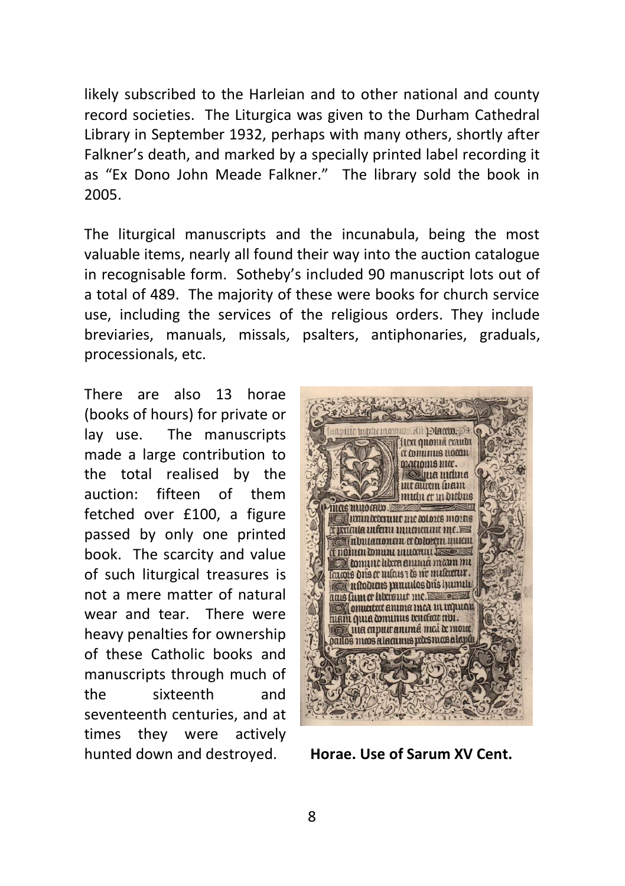likely subscribed to the Harleian and to other national and county record societies. The Liturgica was given to the Durham Cathedral Library in September 1932, perhaps with many others, shortly after Falkner's death, and marked by a specially printed label recording it as "Ex Dono John Meade Falkner." The library sold the book in 2005.

The liturgical manuscripts and the incunabula, being the most valuable items, nearly all found their way into the auction catalogue in recognisable form. Sotheby's included 90 manuscript lots out of a total of 489. The majority of these were books for church service use, including the services of the religious orders. They include breviaries, manuals, missals, psalters, antiphonaries, graduals, processionals, etc.

There are also 13 horae (books of hours) for private or lay use. The manuscripts made a large contribution to the total realised by the auction: fifteen of them fetched over £100, a figure passed by only one printed book. The scarcity and value of such liturgical treasures is not a mere matter of natural wear and tear. There were heavy penalties for ownership of these Catholic books and manuscripts through much of the sixteenth and seventeenth centuries, and at times they were actively hunted down and destroyed.

**Horae. Use of Sarum XV Cent.**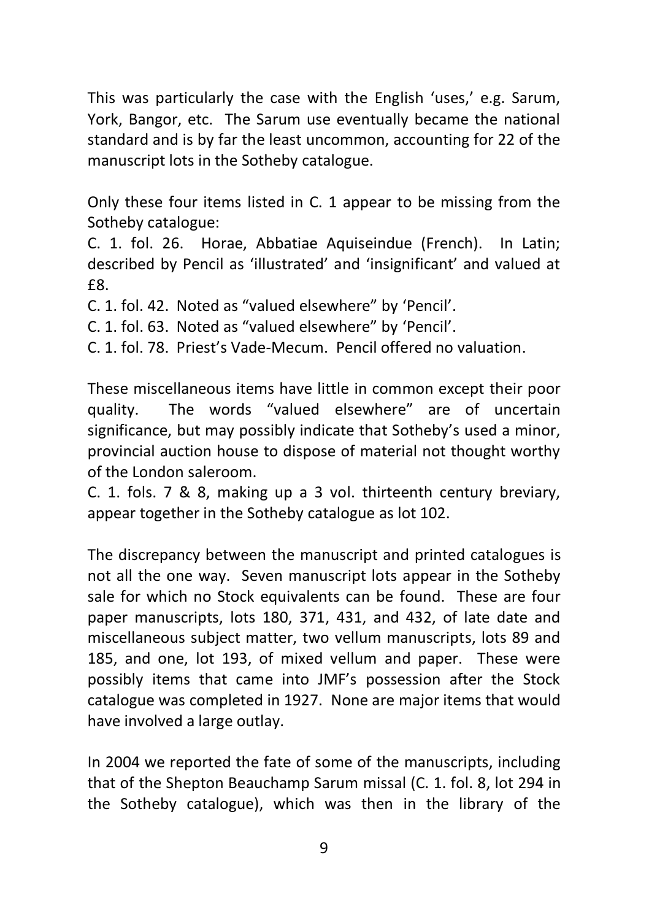This was particularly the case with the English 'uses,' e.g. Sarum, York, Bangor, etc. The Sarum use eventually became the national standard and is by far the least uncommon, accounting for 22 of the manuscript lots in the Sotheby catalogue.

Only these four items listed in C. 1 appear to be missing from the Sotheby catalogue:
C. 1. fol. 26. Horae, Abbatiae Aquiseindue (French). In Latin; described by Pencil as 'illustrated' and 'insignificant' and valued at £8.
C. 1. fol. 42. Noted as "valued elsewhere" by 'Pencil'.
C. 1. fol. 63. Noted as "valued elsewhere" by 'Pencil'.
C. 1. fol. 78. Priest's Vade-Mecum. Pencil offered no valuation.

These miscellaneous items have little in common except their poor quality. The words "valued elsewhere" are of uncertain significance, but may possibly indicate that Sotheby's used a minor, provincial auction house to dispose of material not thought worthy of the London saleroom.
C. 1. fols. 7 & 8, making up a 3 vol. thirteenth century breviary, appear together in the Sotheby catalogue as lot 102.

The discrepancy between the manuscript and printed catalogues is not all the one way. Seven manuscript lots appear in the Sotheby sale for which no Stock equivalents can be found. These are four paper manuscripts, lots 180, 371, 431, and 432, of late date and miscellaneous subject matter, two vellum manuscripts, lots 89 and 185, and one, lot 193, of mixed vellum and paper. These were possibly items that came into JMF's possession after the Stock catalogue was completed in 1927. None are major items that would have involved a large outlay.

In 2004 we reported the fate of some of the manuscripts, including that of the Shepton Beauchamp Sarum missal (C. 1. fol. 8, lot 294 in the Sotheby catalogue), which was then in the library of the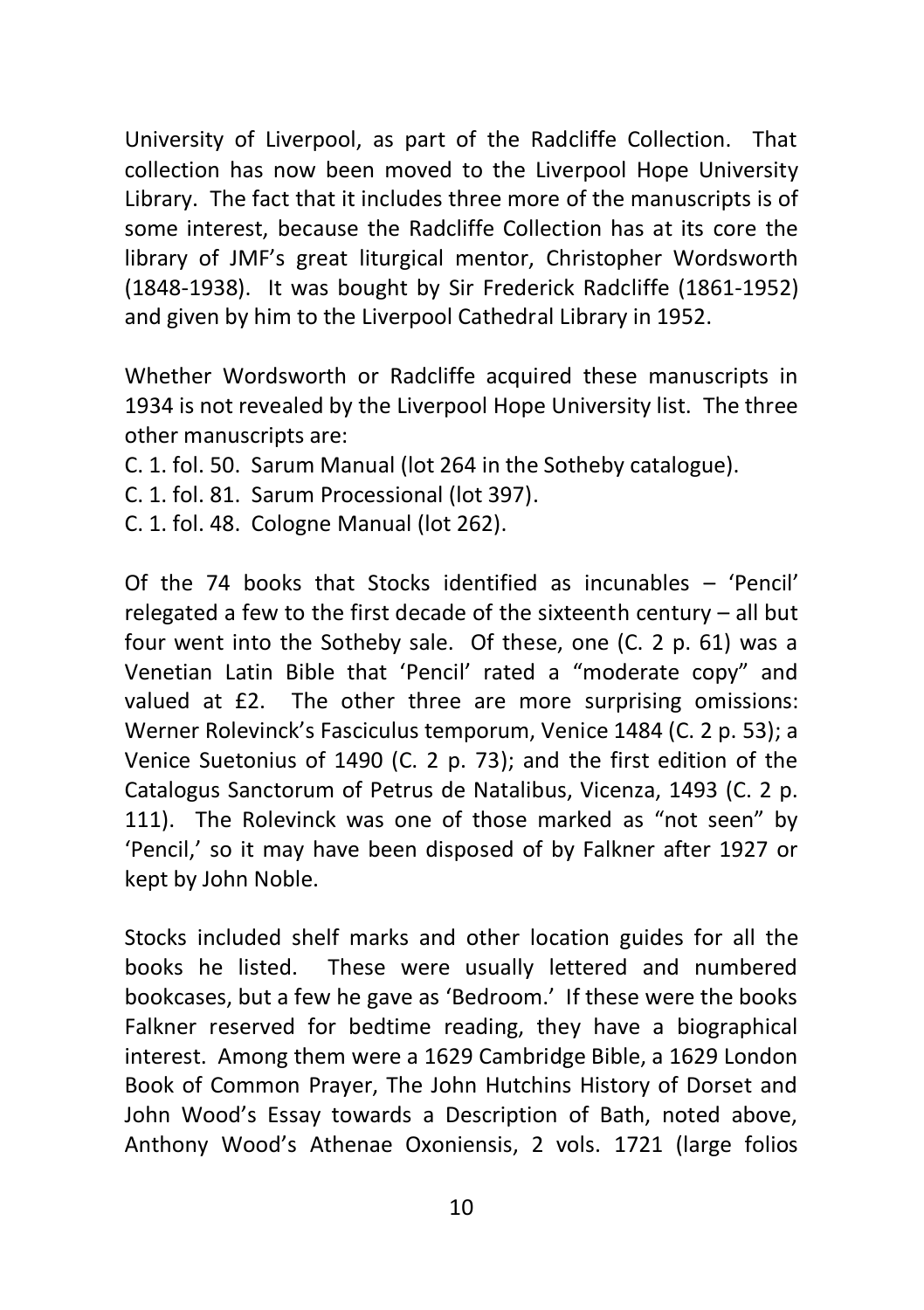University of Liverpool, as part of the Radcliffe Collection. That collection has now been moved to the Liverpool Hope University Library. The fact that it includes three more of the manuscripts is of some interest, because the Radcliffe Collection has at its core the library of JMF's great liturgical mentor, Christopher Wordsworth (1848-1938). It was bought by Sir Frederick Radcliffe (1861-1952) and given by him to the Liverpool Cathedral Library in 1952.

Whether Wordsworth or Radcliffe acquired these manuscripts in 1934 is not revealed by the Liverpool Hope University list. The three other manuscripts are:

C. 1. fol. 50. Sarum Manual (lot 264 in the Sotheby catalogue).
C. 1. fol. 81. Sarum Processional (lot 397).
C. 1. fol. 48. Cologne Manual (lot 262).

Of the 74 books that Stocks identified as incunables – 'Pencil' relegated a few to the first decade of the sixteenth century – all but four went into the Sotheby sale. Of these, one (C. 2 p. 61) was a Venetian Latin Bible that 'Pencil' rated a "moderate copy" and valued at £2. The other three are more surprising omissions: Werner Rolevinck's Fasciculus temporum, Venice 1484 (C. 2 p. 53); a Venice Suetonius of 1490 (C. 2 p. 73); and the first edition of the Catalogus Sanctorum of Petrus de Natalibus, Vicenza, 1493 (C. 2 p. 111). The Rolevinck was one of those marked as "not seen" by 'Pencil,' so it may have been disposed of by Falkner after 1927 or kept by John Noble.

Stocks included shelf marks and other location guides for all the books he listed. These were usually lettered and numbered bookcases, but a few he gave as 'Bedroom.' If these were the books Falkner reserved for bedtime reading, they have a biographical interest. Among them were a 1629 Cambridge Bible, a 1629 London Book of Common Prayer, The John Hutchins History of Dorset and John Wood's Essay towards a Description of Bath, noted above, Anthony Wood's Athenae Oxoniensis, 2 vols. 1721 (large folios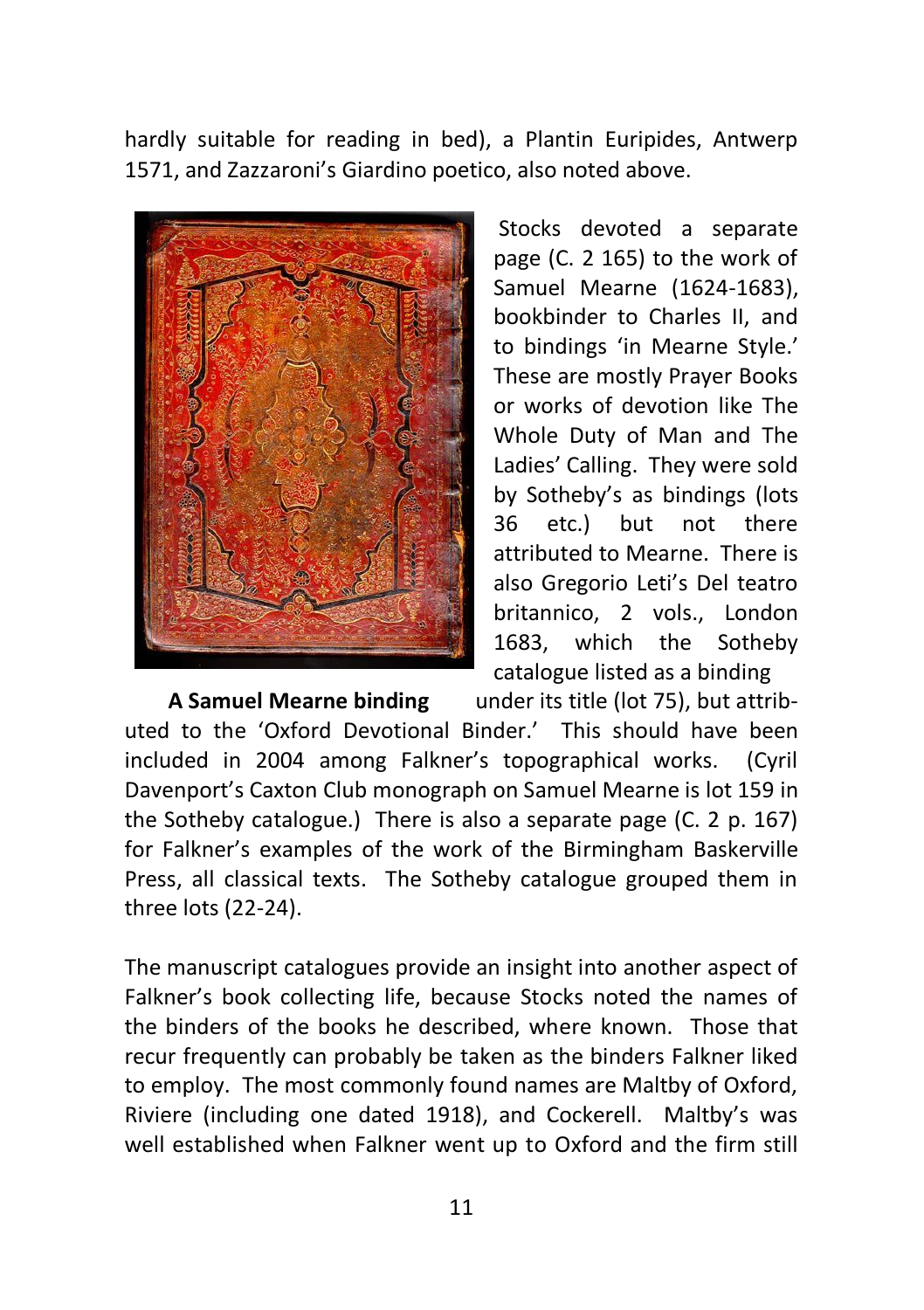hardly suitable for reading in bed), a Plantin Euripides, Antwerp 1571, and Zazzaroni's Giardino poetico, also noted above.

Stocks devoted a separate page (C. 2 165) to the work of Samuel Mearne (1624-1683), bookbinder to Charles II, and to bindings 'in Mearne Style.' These are mostly Prayer Books or works of devotion like The Whole Duty of Man and The Ladies' Calling. They were sold by Sotheby's as bindings (lots 36 etc.) but not there attributed to Mearne. There is also Gregorio Leti's Del teatro britannico, 2 vols., London 1683, which the Sotheby catalogue listed as a binding under its title (lot 75), but attributed to the 'Oxford Devotional Binder.' This should have been included in 2004 among Falkner's topographical works. (Cyril Davenport's Caxton Club monograph on Samuel Mearne is lot 159 in the Sotheby catalogue.) There is also a separate page (C. 2 p. 167) for Falkner's examples of the work of the Birmingham Baskerville Press, all classical texts. The Sotheby catalogue grouped them in three lots (22-24).

**A Samuel Mearne binding**

The manuscript catalogues provide an insight into another aspect of Falkner's book collecting life, because Stocks noted the names of the binders of the books he described, where known. Those that recur frequently can probably be taken as the binders Falkner liked to employ. The most commonly found names are Maltby of Oxford, Riviere (including one dated 1918), and Cockerell. Maltby's was well established when Falkner went up to Oxford and the firm still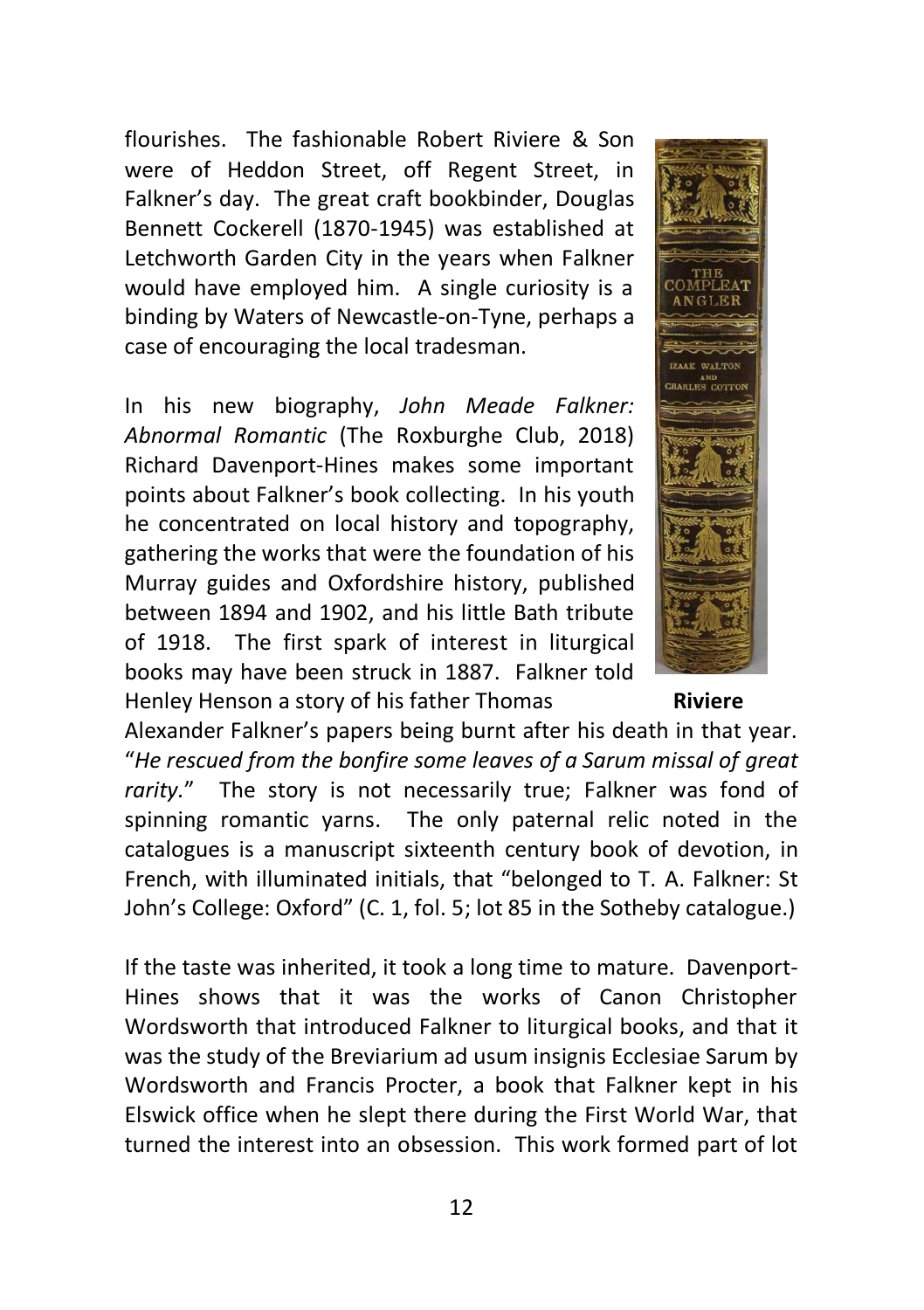flourishes. The fashionable Robert Riviere & Son were of Heddon Street, off Regent Street, in Falkner's day. The great craft bookbinder, Douglas Bennett Cockerell (1870-1945) was established at Letchworth Garden City in the years when Falkner would have employed him. A single curiosity is a binding by Waters of Newcastle-on-Tyne, perhaps a case of encouraging the local tradesman.

In his new biography, *John Meade Falkner: Abnormal Romantic* (The Roxburghe Club, 2018) Richard Davenport-Hines makes some important points about Falkner's book collecting. In his youth he concentrated on local history and topography, gathering the works that were the foundation of his Murray guides and Oxfordshire history, published between 1894 and 1902, and his little Bath tribute of 1918. The first spark of interest in liturgical books may have been struck in 1887. Falkner told Henley Henson a story of his father Thomas Alexander Falkner's papers being burnt after his death in that year. "*He rescued from the bonfire some leaves of a Sarum missal of great rarity.*" The story is not necessarily true; Falkner was fond of spinning romantic yarns. The only paternal relic noted in the catalogues is a manuscript sixteenth century book of devotion, in French, with illuminated initials, that "belonged to T. A. Falkner: St John's College: Oxford" (C. 1, fol. 5; lot 85 in the Sotheby catalogue.)

**Riviere**

If the taste was inherited, it took a long time to mature. Davenport-Hines shows that it was the works of Canon Christopher Wordsworth that introduced Falkner to liturgical books, and that it was the study of the Breviarium ad usum insignis Ecclesiae Sarum by Wordsworth and Francis Procter, a book that Falkner kept in his Elswick office when he slept there during the First World War, that turned the interest into an obsession. This work formed part of lot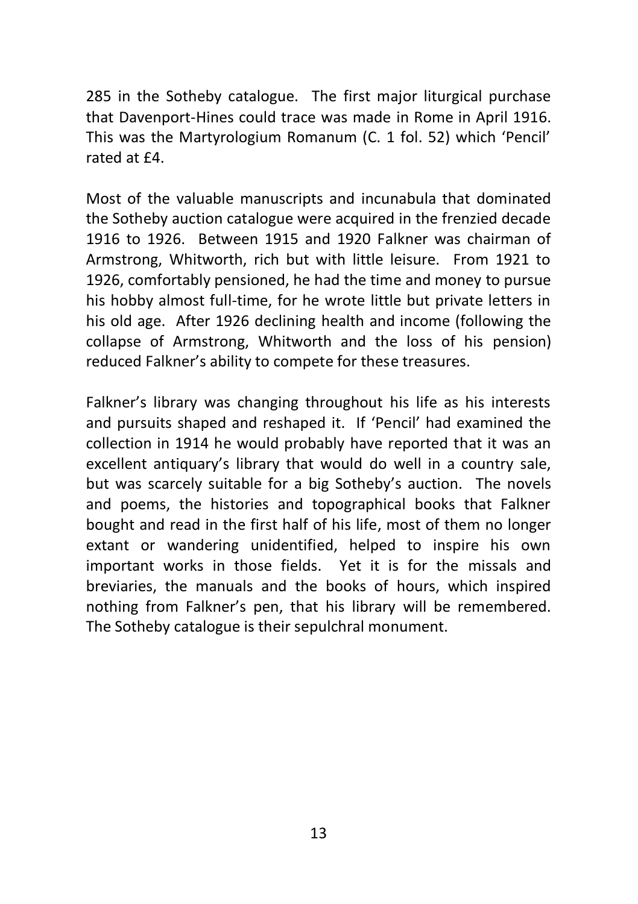285 in the Sotheby catalogue. The first major liturgical purchase that Davenport-Hines could trace was made in Rome in April 1916. This was the Martyrologium Romanum (C. 1 fol. 52) which 'Pencil' rated at £4.

Most of the valuable manuscripts and incunabula that dominated the Sotheby auction catalogue were acquired in the frenzied decade 1916 to 1926. Between 1915 and 1920 Falkner was chairman of Armstrong, Whitworth, rich but with little leisure. From 1921 to 1926, comfortably pensioned, he had the time and money to pursue his hobby almost full-time, for he wrote little but private letters in his old age. After 1926 declining health and income (following the collapse of Armstrong, Whitworth and the loss of his pension) reduced Falkner's ability to compete for these treasures.

Falkner's library was changing throughout his life as his interests and pursuits shaped and reshaped it. If 'Pencil' had examined the collection in 1914 he would probably have reported that it was an excellent antiquary's library that would do well in a country sale, but was scarcely suitable for a big Sotheby's auction. The novels and poems, the histories and topographical books that Falkner bought and read in the first half of his life, most of them no longer extant or wandering unidentified, helped to inspire his own important works in those fields. Yet it is for the missals and breviaries, the manuals and the books of hours, which inspired nothing from Falkner's pen, that his library will be remembered. The Sotheby catalogue is their sepulchral monument.